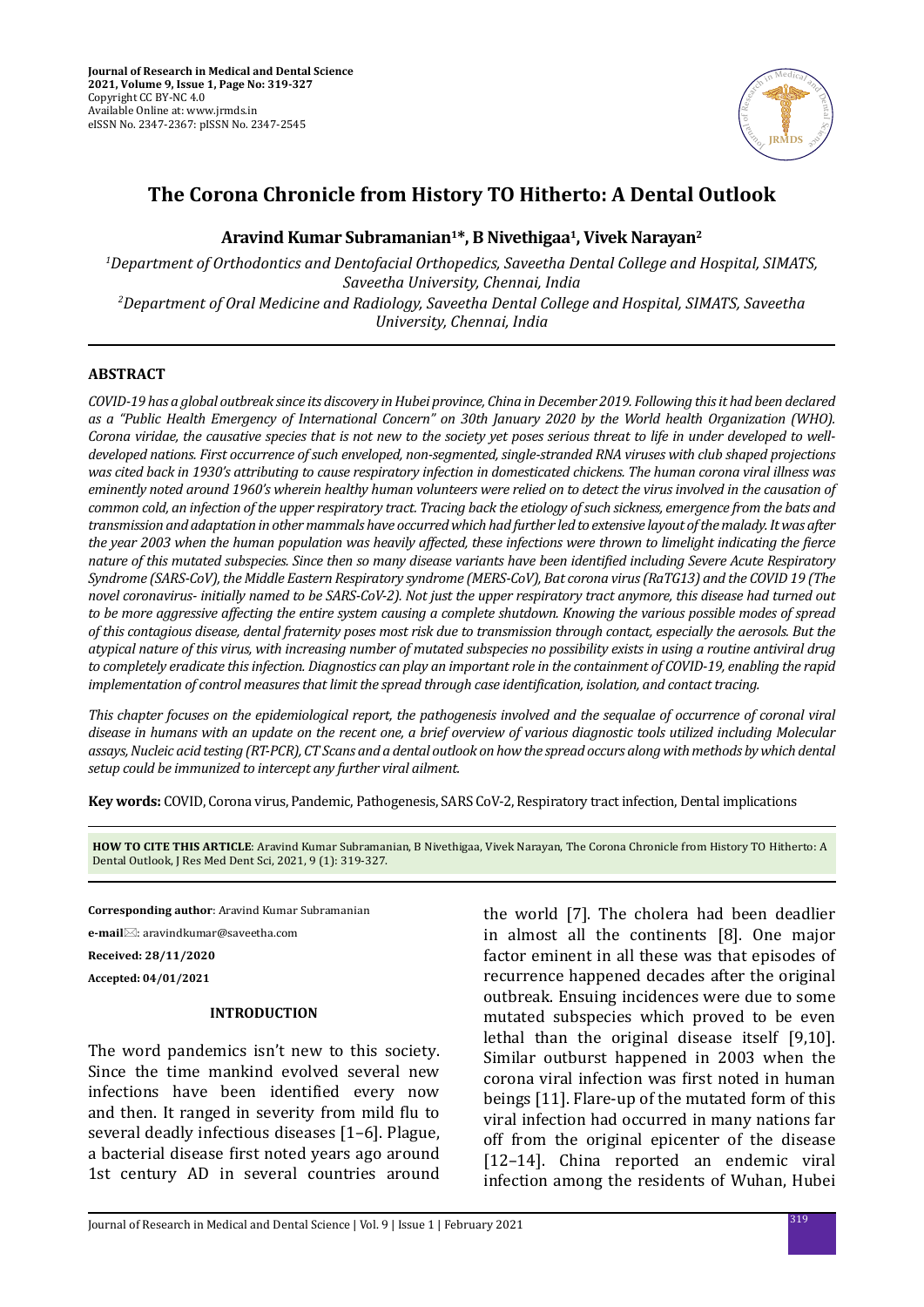# The Corona Chronicle from History TO Hitherto: A Dental Outlook

**Aravind Kumar Subramanian[1]*, B Nivethigaa[1], Vivek Narayan[2]**

[1]Department of Orthodontics and Dentofacial Orthopedics, Saveetha Dental College and Hospital, SIMATS, Saveetha University, Chennai, India

[2]Department of Oral Medicine and Radiology, Saveetha Dental College and Hospital, SIMATS, Saveetha University, Chennai, India

## ABSTRACT

*COVID-19 has a global outbreak since its discovery in Hubei province, China in December 2019. Following this it had been declared as a "Public Health Emergency of International Concern" on 30th January 2020 by the World health Organization (WHO). Corona viridae, the causative species that is not new to the society yet poses serious threat to life in under developed to well-developed nations. First occurrence of such enveloped, non-segmented, single-stranded RNA viruses with club shaped projections was cited back in 1930's attributing to cause respiratory infection in domesticated chickens. The human corona viral illness was eminently noted around 1960's wherein healthy human volunteers were relied on to detect the virus involved in the causation of common cold, an infection of the upper respiratory tract. Tracing back the etiology of such sickness, emergence from the bats and transmission and adaptation in other mammals have occurred which had further led to extensive layout of the malady. It was after the year 2003 when the human population was heavily affected, these infections were thrown to limelight indicating the fierce nature of this mutated subspecies. Since then so many disease variants have been identified including Severe Acute Respiratory Syndrome (SARS-CoV), the Middle Eastern Respiratory syndrome (MERS-CoV), Bat corona virus (RaTG13) and the COVID 19 (The novel coronavirus- initially named to be SARS-CoV-2). Not just the upper respiratory tract anymore, this disease had turned out to be more aggressive affecting the entire system causing a complete shutdown. Knowing the various possible modes of spread of this contagious disease, dental fraternity poses most risk due to transmission through contact, especially the aerosols. But the atypical nature of this virus, with increasing number of mutated subspecies no possibility exists in using a routine antiviral drug to completely eradicate this infection. Diagnostics can play an important role in the containment of COVID-19, enabling the rapid implementation of control measures that limit the spread through case identification, isolation, and contact tracing.*

*This chapter focuses on the epidemiological report, the pathogenesis involved and the sequalae of occurrence of coronal viral disease in humans with an update on the recent one, a brief overview of various diagnostic tools utilized including Molecular assays, Nucleic acid testing (RT-PCR), CT Scans and a dental outlook on how the spread occurs along with methods by which dental setup could be immunized to intercept any further viral ailment.*

**Key words:** COVID, Corona virus, Pandemic, Pathogenesis, SARS CoV-2, Respiratory tract infection, Dental implications

**HOW TO CITE THIS ARTICLE**: Aravind Kumar Subramanian, B Nivethigaa, Vivek Narayan, The Corona Chronicle from History TO Hitherto: A Dental Outlook, J Res Med Dent Sci, 2021, 9 (1): 319-327.

**Corresponding author**: Aravind Kumar Subramanian

**e-mail**: aravindkumar@saveetha.com

**Received: 28/11/2020**

**Accepted: 04/01/2021**

## INTRODUCTION

The word pandemics isn't new to this society. Since the time mankind evolved several new infections have been identified every now and then. It ranged in severity from mild flu to several deadly infectious diseases [1–6]. Plague, a bacterial disease first noted years ago around 1st century AD in several countries around the world [7]. The cholera had been deadlier in almost all the continents [8]. One major factor eminent in all these was that episodes of recurrence happened decades after the original outbreak. Ensuing incidences were due to some mutated subspecies which proved to be even lethal than the original disease itself [9,10]. Similar outburst happened in 2003 when the corona viral infection was first noted in human beings [11]. Flare-up of the mutated form of this viral infection had occurred in many nations far off from the original epicenter of the disease [12–14]. China reported an endemic viral infection among the residents of Wuhan, Hubei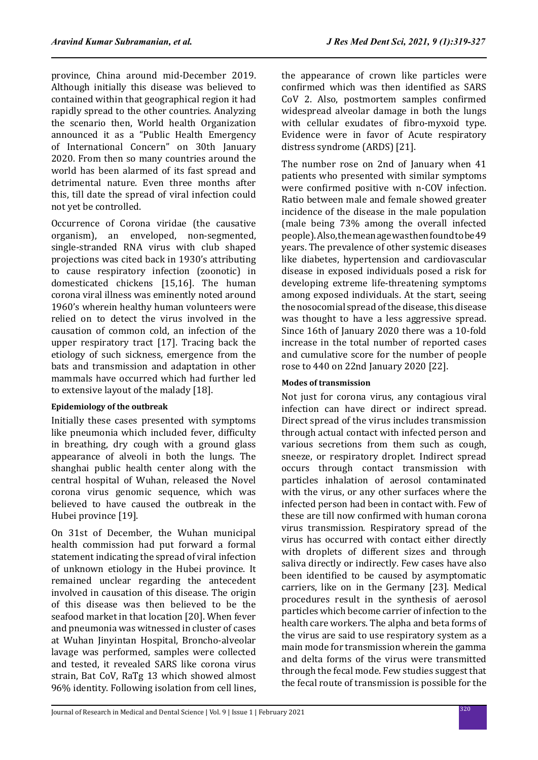province, China around mid-December 2019. Although initially this disease was believed to contained within that geographical region it had rapidly spread to the other countries. Analyzing the scenario then, World health Organization announced it as a "Public Health Emergency of International Concern" on 30th January 2020. From then so many countries around the world has been alarmed of its fast spread and detrimental nature. Even three months after this, till date the spread of viral infection could not yet be controlled.

Occurrence of Corona viridae (the causative organism), an enveloped, non-segmented, single-stranded RNA virus with club shaped projections was cited back in 1930's attributing to cause respiratory infection (zoonotic) in domesticated chickens [15,16]. The human corona viral illness was eminently noted around 1960's wherein healthy human volunteers were relied on to detect the virus involved in the causation of common cold, an infection of the upper respiratory tract [17]. Tracing back the etiology of such sickness, emergence from the bats and transmission and adaptation in other mammals have occurred which had further led to extensive layout of the malady [18].

#### Epidemiology of the outbreak

Initially these cases presented with symptoms like pneumonia which included fever, difficulty in breathing, dry cough with a ground glass appearance of alveoli in both the lungs. The shanghai public health center along with the central hospital of Wuhan, released the Novel corona virus genomic sequence, which was believed to have caused the outbreak in the Hubei province [19].

On 31st of December, the Wuhan municipal health commission had put forward a formal statement indicating the spread of viral infection of unknown etiology in the Hubei province. It remained unclear regarding the antecedent involved in causation of this disease. The origin of this disease was then believed to be the seafood market in that location [20]. When fever and pneumonia was witnessed in cluster of cases at Wuhan Jinyintan Hospital, Broncho-alveolar lavage was performed, samples were collected and tested, it revealed SARS like corona virus strain, Bat CoV, RaTg 13 which showed almost 96% identity. Following isolation from cell lines, the appearance of crown like particles were confirmed which was then identified as SARS CoV 2. Also, postmortem samples confirmed widespread alveolar damage in both the lungs with cellular exudates of fibro-myxoid type. Evidence were in favor of Acute respiratory distress syndrome (ARDS) [21].

The number rose on 2nd of January when 41 patients who presented with similar symptoms were confirmed positive with n-COV infection. Ratio between male and female showed greater incidence of the disease in the male population (male being 73% among the overall infected people). Also, the mean age was then found to be 49 years. The prevalence of other systemic diseases like diabetes, hypertension and cardiovascular disease in exposed individuals posed a risk for developing extreme life-threatening symptoms among exposed individuals. At the start, seeing the nosocomial spread of the disease, this disease was thought to have a less aggressive spread. Since 16th of January 2020 there was a 10-fold increase in the total number of reported cases and cumulative score for the number of people rose to 440 on 22nd January 2020 [22].

#### Modes of transmission

Not just for corona virus, any contagious viral infection can have direct or indirect spread. Direct spread of the virus includes transmission through actual contact with infected person and various secretions from them such as cough, sneeze, or respiratory droplet. Indirect spread occurs through contact transmission with particles inhalation of aerosol contaminated with the virus, or any other surfaces where the infected person had been in contact with. Few of these are till now confirmed with human corona virus transmission. Respiratory spread of the virus has occurred with contact either directly with droplets of different sizes and through saliva directly or indirectly. Few cases have also been identified to be caused by asymptomatic carriers, like on in the Germany [23]. Medical procedures result in the synthesis of aerosol particles which become carrier of infection to the health care workers. The alpha and beta forms of the virus are said to use respiratory system as a main mode for transmission wherein the gamma and delta forms of the virus were transmitted through the fecal mode. Few studies suggest that the fecal route of transmission is possible for the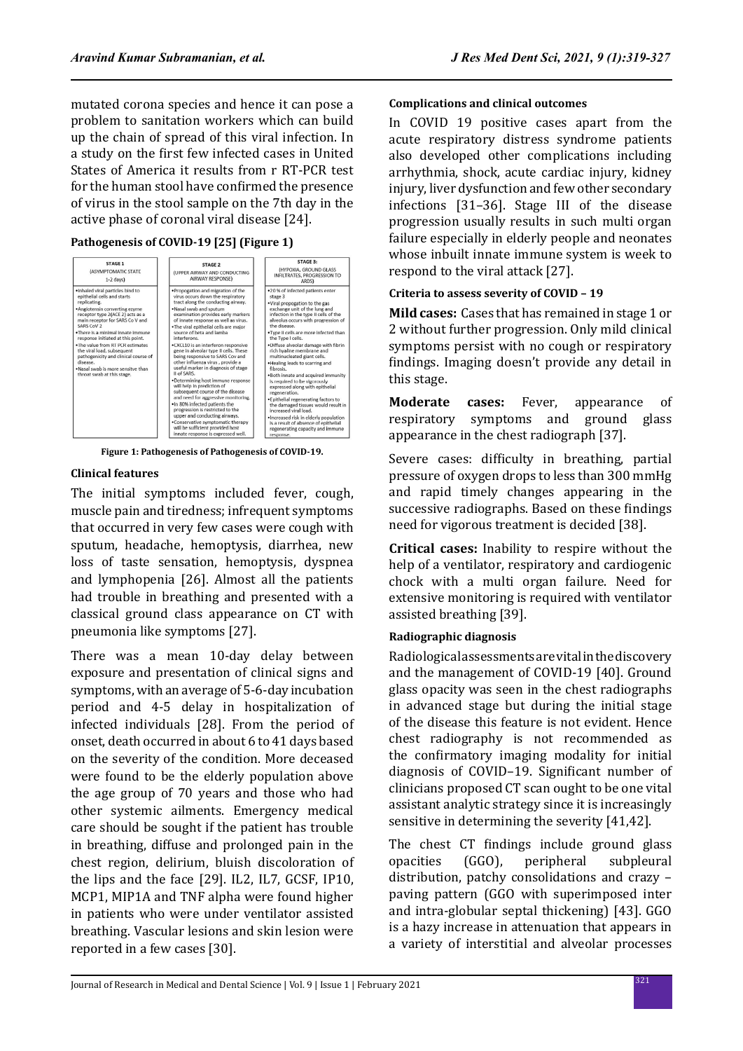mutated corona species and hence it can pose a problem to sanitation workers which can build up the chain of spread of this viral infection. In a study on the first few infected cases in United States of America it results from r RT-PCR test for the human stool have confirmed the presence of virus in the stool sample on the 7th day in the active phase of coronal viral disease [24].

#### Pathogenesis of COVID-19 [25] (Figure 1)

| STAGE 1 (ASYMPTOMATIC STATE 1-2 days) | STAGE 2 (UPPER AIRWAY AND CONDUCTING AIRWAY RESPONSE) | STAGE 3: (HYPOXIA, GROUND GLASS INFILTRATES, PROGRESSION TO ARDS) |
|---|---|---|
| •Inhaled viral particles bind to epithelial cells and starts replicating.<br>•Angiotensin converting ezyme receptor type 2(ACE 2) acts as a main receptor for SARS Co V and SARS CoV 2<br>•There is a minimal innate immune response initiated at this point.<br>•The value from RT PCR estimates the viral load, subsequent pathogenicity and clinical course of disease.<br>•Nasal swab is more sensitive than throat swab at this stage. | •Propogation and migration of the virus occurs down the respiratory tract along the conducting airway.<br>•Nasal swab and sputum examination provides early markers of innate response as well as virus.<br>•The viral epithelial cells are major source of beta and lamba interferons.<br>•CXCL10 is an interferon responsive gene in alveolar type II cells. These being responsive to SARS Cov and other influenza virus , provide a useful marker in diagnosis of stage II of SARS.<br>•Determining host immune response will help in prediction of subsequent course of the disease and need for aggressive monitoring.<br>•In 80% infected patients the progression is restricted to the upper and conducting airways.<br>•Conservative symptomatic therapy will be sufficient provided host innate response is expressed well. | •20 % of infected patients enter stage 3<br>•Viral propagation to the gas exchange unit of the lung and infection in the type II cells of the alveolus occurs with progression of the disease.<br>•Type II cells are more infected than the Type I cells.<br>•Diffuse alveolar damage with fibrin rich hyaline membrane and multinucleated giant cells.<br>•Healing leads to scarring and fibrosis.<br>•Both innate and acquired immunity is required to be vigorously expressed along with epithelial regeneration.<br>•Epithelial regenerating factors to the damaged tissues would result in increased viral load.<br>•Increased risk in elderly population is a result of absence of epithelial regenerating capacity and immune response. |

**Figure 1: Pathogenesis of Pathogenesis of COVID-19.**

#### Clinical features

The initial symptoms included fever, cough, muscle pain and tiredness; infrequent symptoms that occurred in very few cases were cough with sputum, headache, hemoptysis, diarrhea, new loss of taste sensation, hemoptysis, dyspnea and lymphopenia [26]. Almost all the patients had trouble in breathing and presented with a classical ground class appearance on CT with pneumonia like symptoms [27].

There was a mean 10-day delay between exposure and presentation of clinical signs and symptoms, with an average of 5-6-day incubation period and 4-5 delay in hospitalization of infected individuals [28]. From the period of onset, death occurred in about 6 to 41 days based on the severity of the condition. More deceased were found to be the elderly population above the age group of 70 years and those who had other systemic ailments. Emergency medical care should be sought if the patient has trouble in breathing, diffuse and prolonged pain in the chest region, delirium, bluish discoloration of the lips and the face [29]. IL2, IL7, GCSF, IP10, MCP1, MIP1A and TNF alpha were found higher in patients who were under ventilator assisted breathing. Vascular lesions and skin lesion were reported in a few cases [30].

#### Complications and clinical outcomes

In COVID 19 positive cases apart from the acute respiratory distress syndrome patients also developed other complications including arrhythmia, shock, acute cardiac injury, kidney injury, liver dysfunction and few other secondary infections [31–36]. Stage III of the disease progression usually results in such multi organ failure especially in elderly people and neonates whose inbuilt innate immune system is week to respond to the viral attack [27].

#### Criteria to assess severity of COVID – 19

**Mild cases:** Cases that has remained in stage 1 or 2 without further progression. Only mild clinical symptoms persist with no cough or respiratory findings. Imaging doesn't provide any detail in this stage.

**Moderate cases:** Fever, appearance of respiratory symptoms and ground glass appearance in the chest radiograph [37].

Severe cases: difficulty in breathing, partial pressure of oxygen drops to less than 300 mmHg and rapid timely changes appearing in the successive radiographs. Based on these findings need for vigorous treatment is decided [38].

**Critical cases:** Inability to respire without the help of a ventilator, respiratory and cardiogenic chock with a multi organ failure. Need for extensive monitoring is required with ventilator assisted breathing [39].

#### Radiographic diagnosis

Radiological assessments are vital in the discovery and the management of COVID-19 [40]. Ground glass opacity was seen in the chest radiographs in advanced stage but during the initial stage of the disease this feature is not evident. Hence chest radiography is not recommended as the confirmatory imaging modality for initial diagnosis of COVID–19. Significant number of clinicians proposed CT scan ought to be one vital assistant analytic strategy since it is increasingly sensitive in determining the severity [41,42].

The chest CT findings include ground glass opacities (GGO), peripheral subpleural distribution, patchy consolidations and crazy – paving pattern (GGO with superimposed inter and intra-globular septal thickening) [43]. GGO is a hazy increase in attenuation that appears in a variety of interstitial and alveolar processes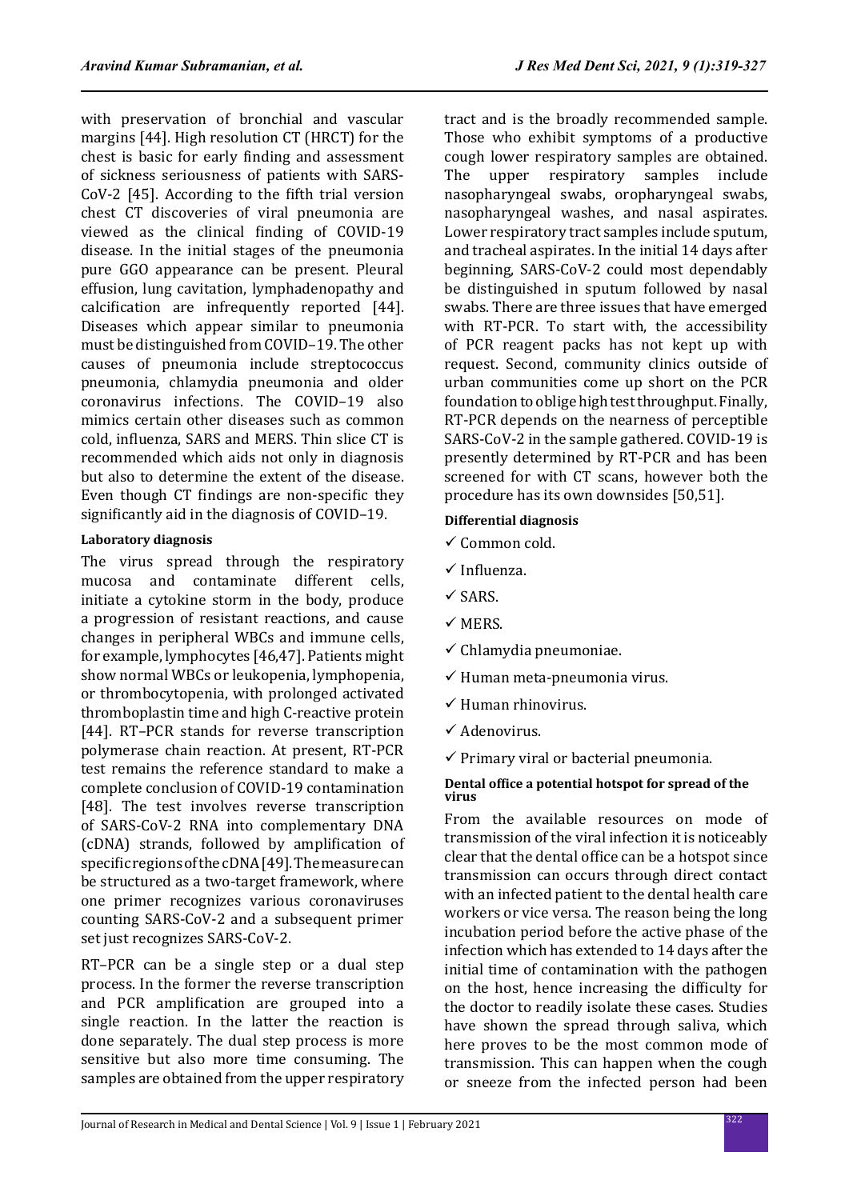with preservation of bronchial and vascular margins [44]. High resolution CT (HRCT) for the chest is basic for early finding and assessment of sickness seriousness of patients with SARS-CoV-2 [45]. According to the fifth trial version chest CT discoveries of viral pneumonia are viewed as the clinical finding of COVID-19 disease. In the initial stages of the pneumonia pure GGO appearance can be present. Pleural effusion, lung cavitation, lymphadenopathy and calcification are infrequently reported [44]. Diseases which appear similar to pneumonia must be distinguished from COVID–19. The other causes of pneumonia include streptococcus pneumonia, chlamydia pneumonia and older coronavirus infections. The COVID–19 also mimics certain other diseases such as common cold, influenza, SARS and MERS. Thin slice CT is recommended which aids not only in diagnosis but also to determine the extent of the disease. Even though CT findings are non-specific they significantly aid in the diagnosis of COVID–19.

#### Laboratory diagnosis

The virus spread through the respiratory mucosa and contaminate different cells, initiate a cytokine storm in the body, produce a progression of resistant reactions, and cause changes in peripheral WBCs and immune cells, for example, lymphocytes [46,47]. Patients might show normal WBCs or leukopenia, lymphopenia, or thrombocytopenia, with prolonged activated thromboplastin time and high C-reactive protein [44]. RT–PCR stands for reverse transcription polymerase chain reaction. At present, RT-PCR test remains the reference standard to make a complete conclusion of COVID-19 contamination [48]. The test involves reverse transcription of SARS-CoV-2 RNA into complementary DNA (cDNA) strands, followed by amplification of specific regions of the cDNA [49]. The measure can be structured as a two-target framework, where one primer recognizes various coronaviruses counting SARS-CoV-2 and a subsequent primer set just recognizes SARS-CoV-2.

RT–PCR can be a single step or a dual step process. In the former the reverse transcription and PCR amplification are grouped into a single reaction. In the latter the reaction is done separately. The dual step process is more sensitive but also more time consuming. The samples are obtained from the upper respiratory tract and is the broadly recommended sample. Those who exhibit symptoms of a productive cough lower respiratory samples are obtained. The upper respiratory samples include nasopharyngeal swabs, oropharyngeal swabs, nasopharyngeal washes, and nasal aspirates. Lower respiratory tract samples include sputum, and tracheal aspirates. In the initial 14 days after beginning, SARS-CoV-2 could most dependably be distinguished in sputum followed by nasal swabs. There are three issues that have emerged with RT-PCR. To start with, the accessibility of PCR reagent packs has not kept up with request. Second, community clinics outside of urban communities come up short on the PCR foundation to oblige high test throughput. Finally, RT-PCR depends on the nearness of perceptible SARS-CoV-2 in the sample gathered. COVID-19 is presently determined by RT-PCR and has been screened for with CT scans, however both the procedure has its own downsides [50,51].

#### Differential diagnosis

- ✓ Common cold.
- ✓ Influenza.
- ✓ SARS.
- ✓ MERS.
- ✓ Chlamydia pneumoniae.
- ✓ Human meta-pneumonia virus.
- ✓ Human rhinovirus.
- ✓ Adenovirus.
- ✓ Primary viral or bacterial pneumonia.

#### Dental office a potential hotspot for spread of the virus

From the available resources on mode of transmission of the viral infection it is noticeably clear that the dental office can be a hotspot since transmission can occurs through direct contact with an infected patient to the dental health care workers or vice versa. The reason being the long incubation period before the active phase of the infection which has extended to 14 days after the initial time of contamination with the pathogen on the host, hence increasing the difficulty for the doctor to readily isolate these cases. Studies have shown the spread through saliva, which here proves to be the most common mode of transmission. This can happen when the cough or sneeze from the infected person had been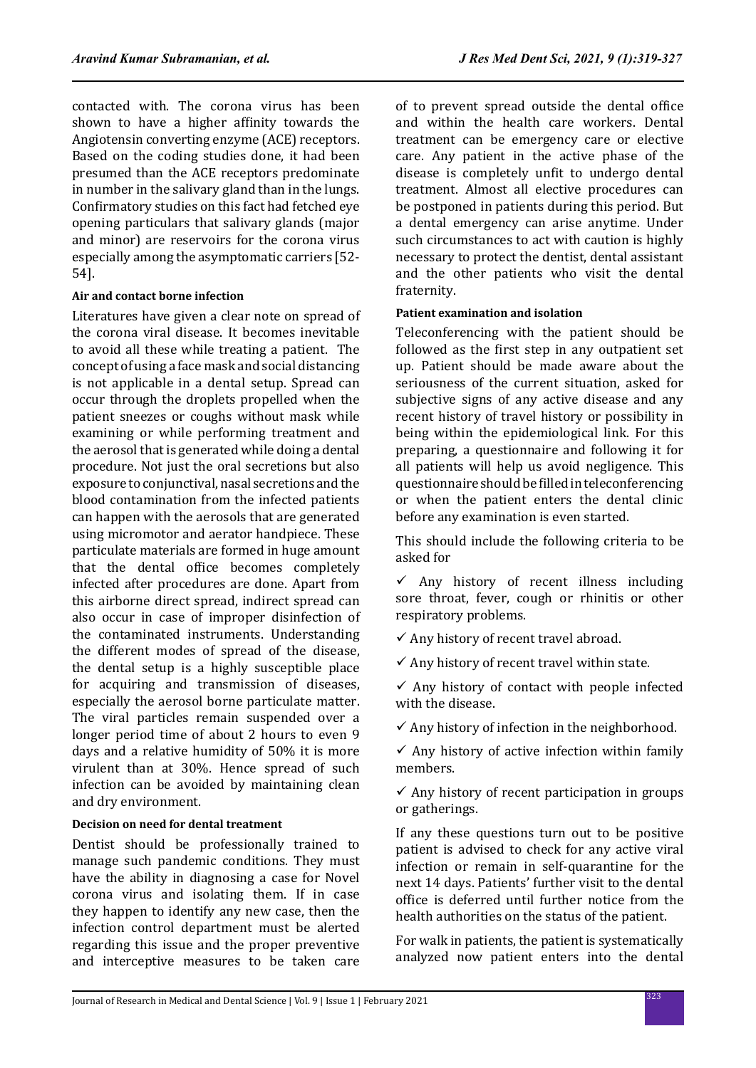contacted with. The corona virus has been shown to have a higher affinity towards the Angiotensin converting enzyme (ACE) receptors. Based on the coding studies done, it had been presumed than the ACE receptors predominate in number in the salivary gland than in the lungs. Confirmatory studies on this fact had fetched eye opening particulars that salivary glands (major and minor) are reservoirs for the corona virus especially among the asymptomatic carriers [52-54].

#### Air and contact borne infection

Literatures have given a clear note on spread of the corona viral disease. It becomes inevitable to avoid all these while treating a patient. The concept of using a face mask and social distancing is not applicable in a dental setup. Spread can occur through the droplets propelled when the patient sneezes or coughs without mask while examining or while performing treatment and the aerosol that is generated while doing a dental procedure. Not just the oral secretions but also exposure to conjunctival, nasal secretions and the blood contamination from the infected patients can happen with the aerosols that are generated using micromotor and aerator handpiece. These particulate materials are formed in huge amount that the dental office becomes completely infected after procedures are done. Apart from this airborne direct spread, indirect spread can also occur in case of improper disinfection of the contaminated instruments. Understanding the different modes of spread of the disease, the dental setup is a highly susceptible place for acquiring and transmission of diseases, especially the aerosol borne particulate matter. The viral particles remain suspended over a longer period time of about 2 hours to even 9 days and a relative humidity of 50% it is more virulent than at 30%. Hence spread of such infection can be avoided by maintaining clean and dry environment.

#### Decision on need for dental treatment

Dentist should be professionally trained to manage such pandemic conditions. They must have the ability in diagnosing a case for Novel corona virus and isolating them. If in case they happen to identify any new case, then the infection control department must be alerted regarding this issue and the proper preventive and interceptive measures to be taken care of to prevent spread outside the dental office and within the health care workers. Dental treatment can be emergency care or elective care. Any patient in the active phase of the disease is completely unfit to undergo dental treatment. Almost all elective procedures can be postponed in patients during this period. But a dental emergency can arise anytime. Under such circumstances to act with caution is highly necessary to protect the dentist, dental assistant and the other patients who visit the dental fraternity.

#### Patient examination and isolation

Teleconferencing with the patient should be followed as the first step in any outpatient set up. Patient should be made aware about the seriousness of the current situation, asked for subjective signs of any active disease and any recent history of travel history or possibility in being within the epidemiological link. For this preparing, a questionnaire and following it for all patients will help us avoid negligence. This questionnaire should be filled in teleconferencing or when the patient enters the dental clinic before any examination is even started.

This should include the following criteria to be asked for

- ✓ Any history of recent illness including sore throat, fever, cough or rhinitis or other respiratory problems.
- ✓ Any history of recent travel abroad.
- ✓ Any history of recent travel within state.
- ✓ Any history of contact with people infected with the disease.
- ✓ Any history of infection in the neighborhood.
- ✓ Any history of active infection within family members.
- ✓ Any history of recent participation in groups or gatherings.

If any these questions turn out to be positive patient is advised to check for any active viral infection or remain in self-quarantine for the next 14 days. Patients' further visit to the dental office is deferred until further notice from the health authorities on the status of the patient.

For walk in patients, the patient is systematically analyzed now patient enters into the dental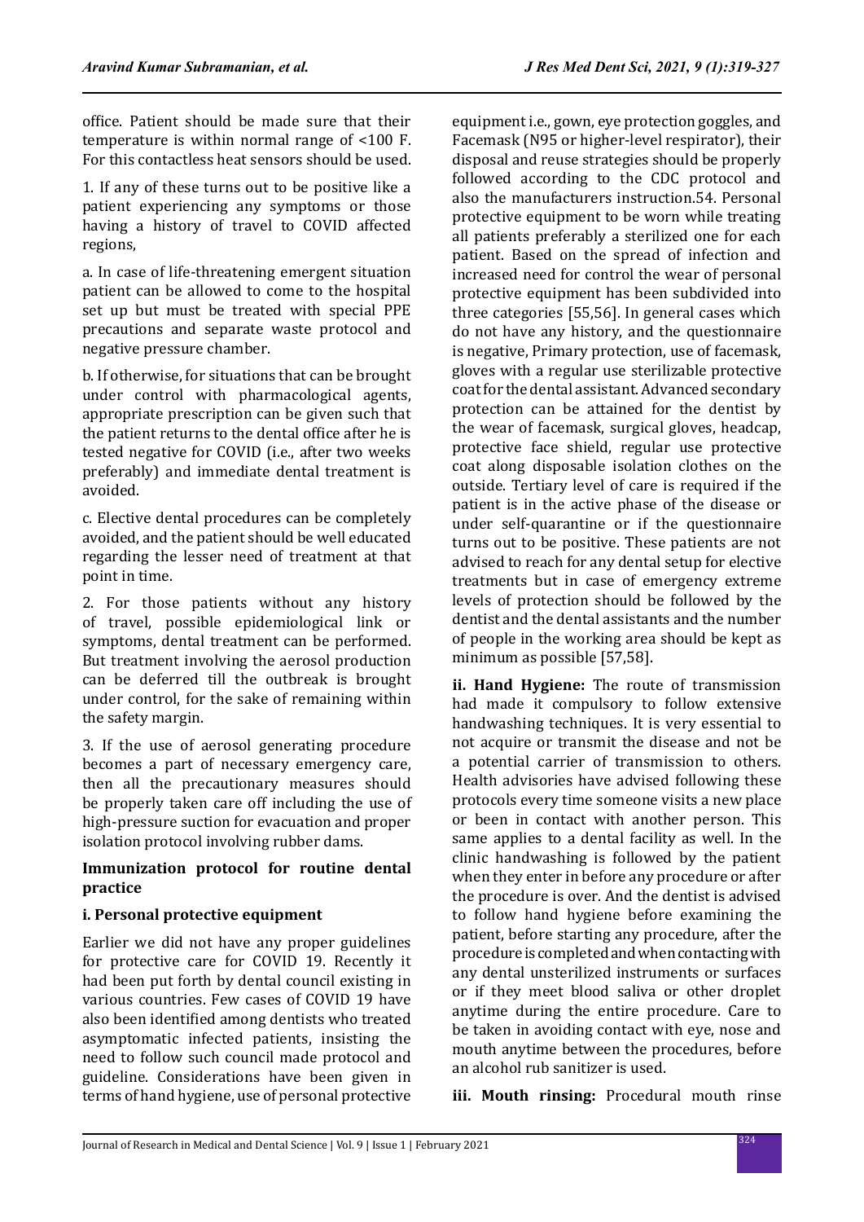office. Patient should be made sure that their temperature is within normal range of <100 F. For this contactless heat sensors should be used.

1. If any of these turns out to be positive like a patient experiencing any symptoms or those having a history of travel to COVID affected regions,

a. In case of life-threatening emergent situation patient can be allowed to come to the hospital set up but must be treated with special PPE precautions and separate waste protocol and negative pressure chamber.

b. If otherwise, for situations that can be brought under control with pharmacological agents, appropriate prescription can be given such that the patient returns to the dental office after he is tested negative for COVID (i.e., after two weeks preferably) and immediate dental treatment is avoided.

c. Elective dental procedures can be completely avoided, and the patient should be well educated regarding the lesser need of treatment at that point in time.

2. For those patients without any history of travel, possible epidemiological link or symptoms, dental treatment can be performed. But treatment involving the aerosol production can be deferred till the outbreak is brought under control, for the sake of remaining within the safety margin.

3. If the use of aerosol generating procedure becomes a part of necessary emergency care, then all the precautionary measures should be properly taken care off including the use of high-pressure suction for evacuation and proper isolation protocol involving rubber dams.

### Immunization protocol for routine dental practice

#### i. Personal protective equipment

Earlier we did not have any proper guidelines for protective care for COVID 19. Recently it had been put forth by dental council existing in various countries. Few cases of COVID 19 have also been identified among dentists who treated asymptomatic infected patients, insisting the need to follow such council made protocol and guideline. Considerations have been given in terms of hand hygiene, use of personal protective equipment i.e., gown, eye protection goggles, and Facemask (N95 or higher-level respirator), their disposal and reuse strategies should be properly followed according to the CDC protocol and also the manufacturers instruction.54. Personal protective equipment to be worn while treating all patients preferably a sterilized one for each patient. Based on the spread of infection and increased need for control the wear of personal protective equipment has been subdivided into three categories [55,56]. In general cases which do not have any history, and the questionnaire is negative, Primary protection, use of facemask, gloves with a regular use sterilizable protective coat for the dental assistant. Advanced secondary protection can be attained for the dentist by the wear of facemask, surgical gloves, headcap, protective face shield, regular use protective coat along disposable isolation clothes on the outside. Tertiary level of care is required if the patient is in the active phase of the disease or under self-quarantine or if the questionnaire turns out to be positive. These patients are not advised to reach for any dental setup for elective treatments but in case of emergency extreme levels of protection should be followed by the dentist and the dental assistants and the number of people in the working area should be kept as minimum as possible [57,58].

**ii. Hand Hygiene:** The route of transmission had made it compulsory to follow extensive handwashing techniques. It is very essential to not acquire or transmit the disease and not be a potential carrier of transmission to others. Health advisories have advised following these protocols every time someone visits a new place or been in contact with another person. This same applies to a dental facility as well. In the clinic handwashing is followed by the patient when they enter in before any procedure or after the procedure is over. And the dentist is advised to follow hand hygiene before examining the patient, before starting any procedure, after the procedure is completed and when contacting with any dental unsterilized instruments or surfaces or if they meet blood saliva or other droplet anytime during the entire procedure. Care to be taken in avoiding contact with eye, nose and mouth anytime between the procedures, before an alcohol rub sanitizer is used.

**iii. Mouth rinsing:** Procedural mouth rinse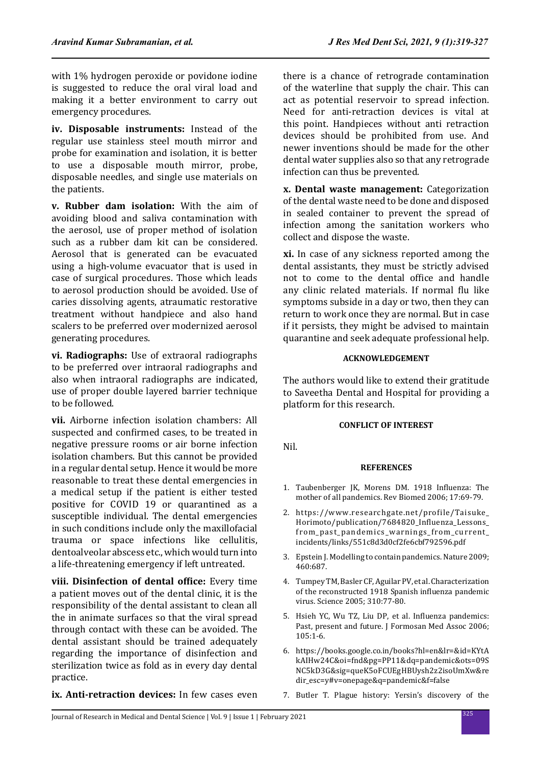with 1% hydrogen peroxide or povidone iodine is suggested to reduce the oral viral load and making it a better environment to carry out emergency procedures.

**iv. Disposable instruments:** Instead of the regular use stainless steel mouth mirror and probe for examination and isolation, it is better to use a disposable mouth mirror, probe, disposable needles, and single use materials on the patients.

**v. Rubber dam isolation:** With the aim of avoiding blood and saliva contamination with the aerosol, use of proper method of isolation such as a rubber dam kit can be considered. Aerosol that is generated can be evacuated using a high-volume evacuator that is used in case of surgical procedures. Those which leads to aerosol production should be avoided. Use of caries dissolving agents, atraumatic restorative treatment without handpiece and also hand scalers to be preferred over modernized aerosol generating procedures.

**vi. Radiographs:** Use of extraoral radiographs to be preferred over intraoral radiographs and also when intraoral radiographs are indicated, use of proper double layered barrier technique to be followed.

**vii.** Airborne infection isolation chambers: All suspected and confirmed cases, to be treated in negative pressure rooms or air borne infection isolation chambers. But this cannot be provided in a regular dental setup. Hence it would be more reasonable to treat these dental emergencies in a medical setup if the patient is either tested positive for COVID 19 or quarantined as a susceptible individual. The dental emergencies in such conditions include only the maxillofacial trauma or space infections like cellulitis, dentoalveolar abscess etc., which would turn into a life-threatening emergency if left untreated.

**viii. Disinfection of dental office:** Every time a patient moves out of the dental clinic, it is the responsibility of the dental assistant to clean all the in animate surfaces so that the viral spread through contact with these can be avoided. The dental assistant should be trained adequately regarding the importance of disinfection and sterilization twice as fold as in every day dental practice.

**ix. Anti-retraction devices:** In few cases even there is a chance of retrograde contamination of the waterline that supply the chair. This can act as potential reservoir to spread infection. Need for anti-retraction devices is vital at this point. Handpieces without anti retraction devices should be prohibited from use. And newer inventions should be made for the other dental water supplies also so that any retrograde infection can thus be prevented.

**x. Dental waste management:** Categorization of the dental waste need to be done and disposed in sealed container to prevent the spread of infection among the sanitation workers who collect and dispose the waste.

**xi.** In case of any sickness reported among the dental assistants, they must be strictly advised not to come to the dental office and handle any clinic related materials. If normal flu like symptoms subside in a day or two, then they can return to work once they are normal. But in case if it persists, they might be advised to maintain quarantine and seek adequate professional help.

## ACKNOWLEDGEMENT

The authors would like to extend their gratitude to Saveetha Dental and Hospital for providing a platform for this research.

## CONFLICT OF INTEREST

Nil.

## REFERENCES

1. Taubenberger JK, Morens DM. 1918 Influenza: The mother of all pandemics. Rev Biomed 2006; 17:69-79.
2. https://www.researchgate.net/profile/Taisuke_Horimoto/publication/7684820_Influenza_Lessons_from_past_pandemics_warnings_from_current_incidents/links/551c8d3d0cf2fe6cbf792596.pdf
3. Epstein J. Modelling to contain pandemics. Nature 2009; 460:687.
4. Tumpey TM, Basler CF, Aguilar PV, et al. Characterization of the reconstructed 1918 Spanish influenza pandemic virus. Science 2005; 310:77-80.
5. Hsieh YC, Wu TZ, Liu DP, et al. Influenza pandemics: Past, present and future. J Formosan Med Assoc 2006; 105:1-6.
6. https://books.google.co.in/books?hl=en&lr=&id=KYtAkAIHw24C&oi=fnd&pg=PP11&dq=pandemic&ots=09SNC5kD3G&sig=queK5oFCUEgHBUysh2z2isoUmXw&redir_esc=y#v=onepage&q=pandemic&f=false
7. Butler T. Plague history: Yersin's discovery of the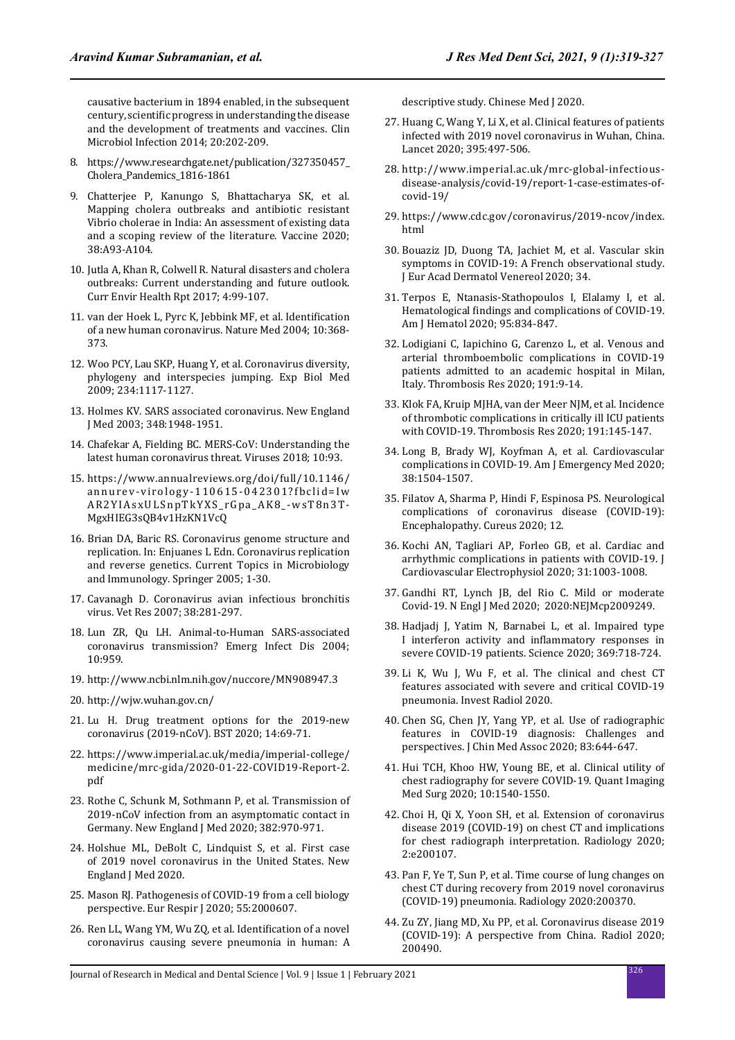causative bacterium in 1894 enabled, in the subsequent century, scientific progress in understanding the disease and the development of treatments and vaccines. Clin Microbiol Infection 2014; 20:202-209.

8. https://www.researchgate.net/publication/327350457_Cholera_Pandemics_1816-1861
9. Chatterjee P, Kanungo S, Bhattacharya SK, et al. Mapping cholera outbreaks and antibiotic resistant Vibrio cholerae in India: An assessment of existing data and a scoping review of the literature. Vaccine 2020; 38:A93-A104.
10. Jutla A, Khan R, Colwell R. Natural disasters and cholera outbreaks: Current understanding and future outlook. Curr Envir Health Rpt 2017; 4:99-107.
11. van der Hoek L, Pyrc K, Jebbink MF, et al. Identification of a new human coronavirus. Nature Med 2004; 10:368-373.
12. Woo PCY, Lau SKP, Huang Y, et al. Coronavirus diversity, phylogeny and interspecies jumping. Exp Biol Med 2009; 234:1117-1127.
13. Holmes KV. SARS associated coronavirus. New England J Med 2003; 348:1948-1951.
14. Chafekar A, Fielding BC. MERS-CoV: Understanding the latest human coronavirus threat. Viruses 2018; 10:93.
15. https://www.annualreviews.org/doi/full/10.1146/annurev-virology-110615-042301?fbclid=IwAR2YIAsxULSnpTkYXS_rGpa_AK8_-wsT8n3T-MgxHIEG3sQB4v1HzKN1VcQ
16. Brian DA, Baric RS. Coronavirus genome structure and replication. In: Enjuanes L Edn. Coronavirus replication and reverse genetics. Current Topics in Microbiology and Immunology. Springer 2005; 1-30.
17. Cavanagh D. Coronavirus avian infectious bronchitis virus. Vet Res 2007; 38:281-297.
18. Lun ZR, Qu LH. Animal-to-Human SARS-associated coronavirus transmission? Emerg Infect Dis 2004; 10:959.
19. http://www.ncbi.nlm.nih.gov/nuccore/MN908947.3
20. http://wjw.wuhan.gov.cn/
21. Lu H. Drug treatment options for the 2019-new coronavirus (2019-nCoV). BST 2020; 14:69-71.
22. https://www.imperial.ac.uk/media/imperial-college/medicine/mrc-gida/2020-01-22-COVID19-Report-2.pdf
23. Rothe C, Schunk M, Sothmann P, et al. Transmission of 2019-nCoV infection from an asymptomatic contact in Germany. New England J Med 2020; 382:970-971.
24. Holshue ML, DeBolt C, Lindquist S, et al. First case of 2019 novel coronavirus in the United States. New England J Med 2020.
25. Mason RJ. Pathogenesis of COVID-19 from a cell biology perspective. Eur Respir J 2020; 55:2000607.
26. Ren LL, Wang YM, Wu ZQ, et al. Identification of a novel coronavirus causing severe pneumonia in human: A descriptive study. Chinese Med J 2020.
27. Huang C, Wang Y, Li X, et al. Clinical features of patients infected with 2019 novel coronavirus in Wuhan, China. Lancet 2020; 395:497-506.
28. http://www.imperial.ac.uk/mrc-global-infectious-disease-analysis/covid-19/report-1-case-estimates-of-covid-19/
29. https://www.cdc.gov/coronavirus/2019-ncov/index.html
30. Bouaziz JD, Duong TA, Jachiet M, et al. Vascular skin symptoms in COVID-19: A French observational study. J Eur Acad Dermatol Venereol 2020; 34.
31. Terpos E, Ntanasis-Stathopoulos I, Elalamy I, et al. Hematological findings and complications of COVID-19. Am J Hematol 2020; 95:834-847.
32. Lodigiani C, Iapichino G, Carenzo L, et al. Venous and arterial thromboembolic complications in COVID-19 patients admitted to an academic hospital in Milan, Italy. Thrombosis Res 2020; 191:9-14.
33. Klok FA, Kruip MJHA, van der Meer NJM, et al. Incidence of thrombotic complications in critically ill ICU patients with COVID-19. Thrombosis Res 2020; 191:145-147.
34. Long B, Brady WJ, Koyfman A, et al. Cardiovascular complications in COVID-19. Am J Emergency Med 2020; 38:1504-1507.
35. Filatov A, Sharma P, Hindi F, Espinosa PS. Neurological complications of coronavirus disease (COVID-19): Encephalopathy. Cureus 2020; 12.
36. Kochi AN, Tagliari AP, Forleo GB, et al. Cardiac and arrhythmic complications in patients with COVID-19. J Cardiovascular Electrophysiol 2020; 31:1003-1008.
37. Gandhi RT, Lynch JB, del Rio C. Mild or moderate Covid-19. N Engl J Med 2020; 2020:NEJMcp2009249.
38. Hadjadj J, Yatim N, Barnabei L, et al. Impaired type I interferon activity and inflammatory responses in severe COVID-19 patients. Science 2020; 369:718-724.
39. Li K, Wu J, Wu F, et al. The clinical and chest CT features associated with severe and critical COVID-19 pneumonia. Invest Radiol 2020.
40. Chen SG, Chen JY, Yang YP, et al. Use of radiographic features in COVID-19 diagnosis: Challenges and perspectives. J Chin Med Assoc 2020; 83:644-647.
41. Hui TCH, Khoo HW, Young BE, et al. Clinical utility of chest radiography for severe COVID-19. Quant Imaging Med Surg 2020; 10:1540-1550.
42. Choi H, Qi X, Yoon SH, et al. Extension of coronavirus disease 2019 (COVID-19) on chest CT and implications for chest radiograph interpretation. Radiology 2020; 2:e200107.
43. Pan F, Ye T, Sun P, et al. Time course of lung changes on chest CT during recovery from 2019 novel coronavirus (COVID-19) pneumonia. Radiology 2020:200370.
44. Zu ZY, Jiang MD, Xu PP, et al. Coronavirus disease 2019 (COVID-19): A perspective from China. Radiol 2020; 200490.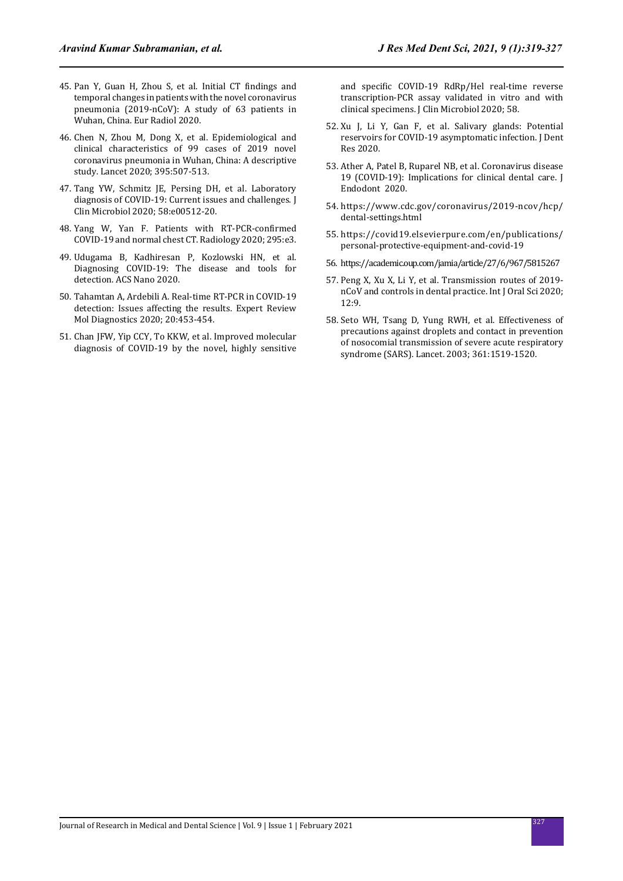45. Pan Y, Guan H, Zhou S, et al. Initial CT findings and temporal changes in patients with the novel coronavirus pneumonia (2019-nCoV): A study of 63 patients in Wuhan, China. Eur Radiol 2020.

46. Chen N, Zhou M, Dong X, et al. Epidemiological and clinical characteristics of 99 cases of 2019 novel coronavirus pneumonia in Wuhan, China: A descriptive study. Lancet 2020; 395:507-513.

47. Tang YW, Schmitz JE, Persing DH, et al. Laboratory diagnosis of COVID-19: Current issues and challenges. J Clin Microbiol 2020; 58:e00512-20.

48. Yang W, Yan F. Patients with RT-PCR-confirmed COVID-19 and normal chest CT. Radiology 2020; 295:e3.

49. Udugama B, Kadhiresan P, Kozlowski HN, et al. Diagnosing COVID-19: The disease and tools for detection. ACS Nano 2020.

50. Tahamtan A, Ardebili A. Real-time RT-PCR in COVID-19 detection: Issues affecting the results. Expert Review Mol Diagnostics 2020; 20:453-454.

51. Chan JFW, Yip CCY, To KKW, et al. Improved molecular diagnosis of COVID-19 by the novel, highly sensitive and specific COVID-19 RdRp/Hel real-time reverse transcription-PCR assay validated in vitro and with clinical specimens. J Clin Microbiol 2020; 58.

52. Xu J, Li Y, Gan F, et al. Salivary glands: Potential reservoirs for COVID-19 asymptomatic infection. J Dent Res 2020.

53. Ather A, Patel B, Ruparel NB, et al. Coronavirus disease 19 (COVID-19): Implications for clinical dental care. J Endodont 2020.

54. https://www.cdc.gov/coronavirus/2019-ncov/hcp/dental-settings.html

55. https://covid19.elsevierpure.com/en/publications/personal-protective-equipment-and-covid-19

56. https://academic.oup.com/jamia/article/27/6/967/5815267

57. Peng X, Xu X, Li Y, et al. Transmission routes of 2019-nCoV and controls in dental practice. Int J Oral Sci 2020; 12:9.

58. Seto WH, Tsang D, Yung RWH, et al. Effectiveness of precautions against droplets and contact in prevention of nosocomial transmission of severe acute respiratory syndrome (SARS). Lancet. 2003; 361:1519-1520.